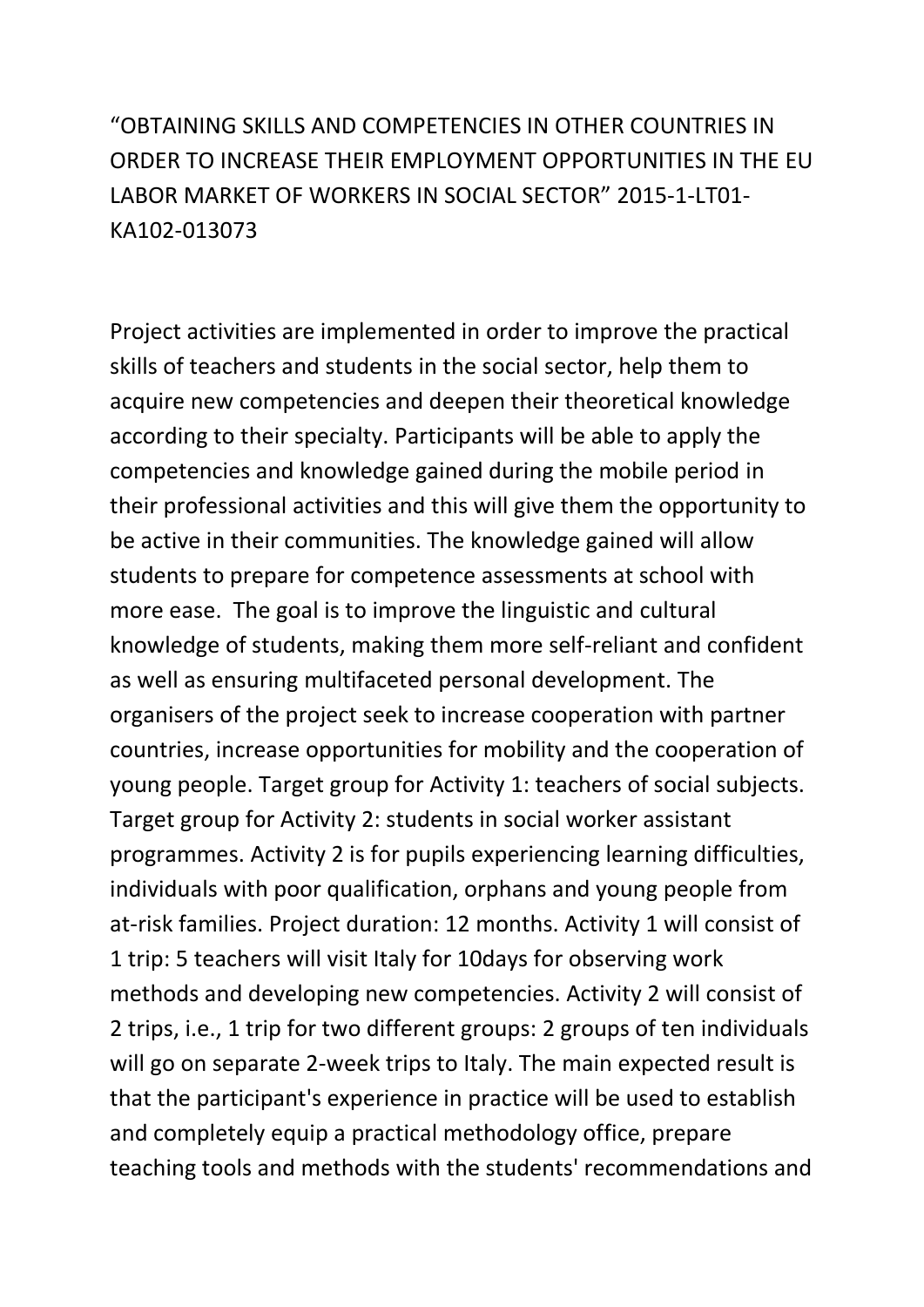# "OBTAINING SKILLS AND COMPETENCIES IN OTHER COUNTRIES IN ORDER TO INCREASE THEIR EMPLOYMENT OPPORTUNITIES IN THE EU LABOR MARKET OF WORKERS IN SOCIAL SECTOR" 2015-1-LT01-KA102-013073

Project activities are implemented in order to improve the practical skills of teachers and students in the social sector, help them to acquire new competencies and deepen their theoretical knowledge according to their specialty. Participants will be able to apply the competencies and knowledge gained during the mobile period in their professional activities and this will give them the opportunity to be active in their communities. The knowledge gained will allow students to prepare for competence assessments at school with more ease. The goal is to improve the linguistic and cultural knowledge of students, making them more self-reliant and confident as well as ensuring multifaceted personal development. The organisers of the project seek to increase cooperation with partner countries, increase opportunities for mobility and the cooperation of young people. Target group for Activity 1: teachers of social subjects. Target group for Activity 2: students in social worker assistant programmes. Activity 2 is for pupils experiencing learning difficulties, individuals with poor qualification, orphans and young people from at-risk families. Project duration: 12 months. Activity 1 will consist of 1 trip: 5 teachers will visit Italy for 10days for observing work methods and developing new competencies. Activity 2 will consist of 2 trips, i.e., 1 trip for two different groups: 2 groups of ten individuals will go on separate 2-week trips to Italy. The main expected result is that the participant's experience in practice will be used to establish and completely equip a practical methodology office, prepare teaching tools and methods with the students' recommendations and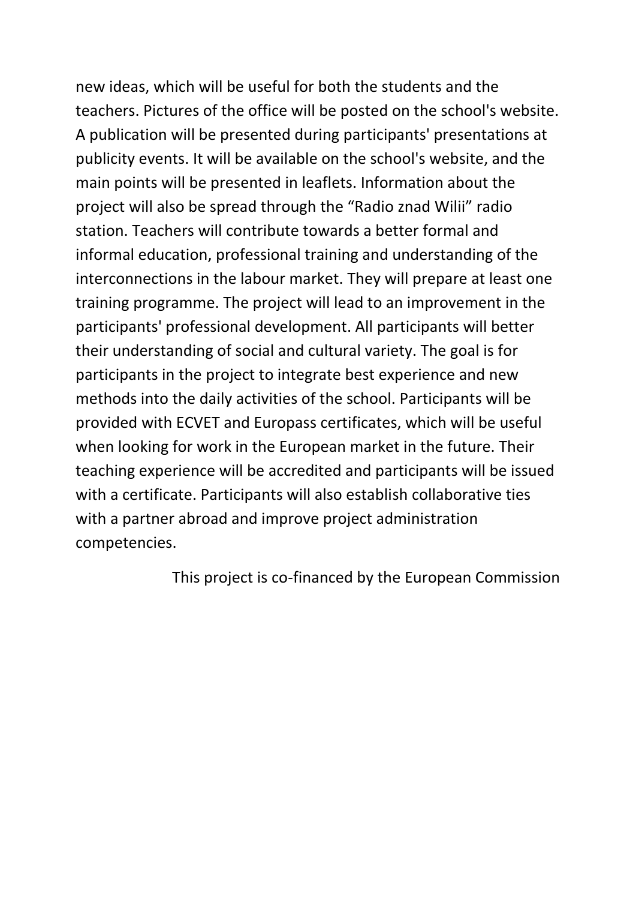new ideas, which will be useful for both the students and the teachers. Pictures of the office will be posted on the school's website. A publication will be presented during participants' presentations at publicity events. It will be available on the school's website, and the main points will be presented in leaflets. Information about the project will also be spread through the “Radio znad Wilii” radio station. Teachers will contribute towards a better formal and informal education, professional training and understanding of the interconnections in the labour market. They will prepare at least one training programme. The project will lead to an improvement in the participants' professional development. All participants will better their understanding of social and cultural variety. The goal is for participants in the project to integrate best experience and new methods into the daily activities of the school. Participants will be provided with ECVET and Europass certificates, which will be useful when looking for work in the European market in the future. Their teaching experience will be accredited and participants will be issued with a certificate. Participants will also establish collaborative ties with a partner abroad and improve project administration competencies.

This project is co-financed by the European Commission